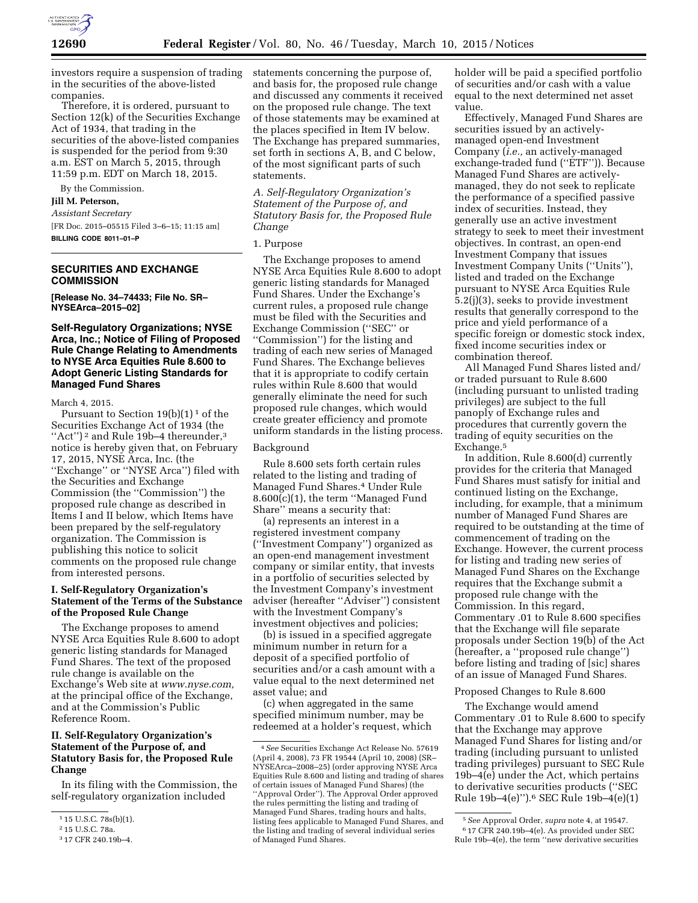investors require a suspension of trading in the securities of the above-listed companies.

Therefore, it is ordered, pursuant to Section 12(k) of the Securities Exchange Act of 1934, that trading in the securities of the above-listed companies is suspended for the period from 9:30 a.m. EST on March 5, 2015, through 11:59 p.m. EDT on March 18, 2015.

By the Commission.

**Jill M. Peterson,**

*Assistant Secretary*

[FR Doc. 2015–05515 Filed 3–6–15; 11:15 am]

**BILLING CODE 8011–01–P**

## SECURITIES AND EXCHANGE COMMISSION

**[Release No. 34–74433; File No. SR–NYSEArca–2015–02]**

## Self-Regulatory Organizations; NYSE Arca, Inc.; Notice of Filing of Proposed Rule Change Relating to Amendments to NYSE Arca Equities Rule 8.600 to Adopt Generic Listing Standards for Managed Fund Shares

March 4, 2015.

Pursuant to Section 19(b)(1)[1] of the Securities Exchange Act of 1934 (the "Act")[2] and Rule 19b–4 thereunder,[3] notice is hereby given that, on February 17, 2015, NYSE Arca, Inc. (the "Exchange" or "NYSE Arca") filed with the Securities and Exchange Commission (the "Commission") the proposed rule change as described in Items I and II below, which Items have been prepared by the self-regulatory organization. The Commission is publishing this notice to solicit comments on the proposed rule change from interested persons.

### I. Self-Regulatory Organization's Statement of the Terms of the Substance of the Proposed Rule Change

The Exchange proposes to amend NYSE Arca Equities Rule 8.600 to adopt generic listing standards for Managed Fund Shares. The text of the proposed rule change is available on the Exchange's Web site at *www.nyse.com,* at the principal office of the Exchange, and at the Commission's Public Reference Room.

### II. Self-Regulatory Organization's Statement of the Purpose of, and Statutory Basis for, the Proposed Rule Change

In its filing with the Commission, the self-regulatory organization included statements concerning the purpose of, and basis for, the proposed rule change and discussed any comments it received on the proposed rule change. The text of those statements may be examined at the places specified in Item IV below. The Exchange has prepared summaries, set forth in sections A, B, and C below, of the most significant parts of such statements.

*A. Self-Regulatory Organization's Statement of the Purpose of, and Statutory Basis for, the Proposed Rule Change*

1. Purpose

The Exchange proposes to amend NYSE Arca Equities Rule 8.600 to adopt generic listing standards for Managed Fund Shares. Under the Exchange's current rules, a proposed rule change must be filed with the Securities and Exchange Commission ("SEC" or "Commission") for the listing and trading of each new series of Managed Fund Shares. The Exchange believes that it is appropriate to codify certain rules within Rule 8.600 that would generally eliminate the need for such proposed rule changes, which would create greater efficiency and promote uniform standards in the listing process.

Background

Rule 8.600 sets forth certain rules related to the listing and trading of Managed Fund Shares.[4] Under Rule 8.600(c)(1), the term "Managed Fund Share" means a security that:

(a) represents an interest in a registered investment company ("Investment Company") organized as an open-end management investment company or similar entity, that invests in a portfolio of securities selected by the Investment Company's investment adviser (hereafter "Adviser") consistent with the Investment Company's investment objectives and policies;

(b) is issued in a specified aggregate minimum number in return for a deposit of a specified portfolio of securities and/or a cash amount with a value equal to the next determined net asset value; and

(c) when aggregated in the same specified minimum number, may be redeemed at a holder's request, which holder will be paid a specified portfolio of securities and/or cash with a value equal to the next determined net asset value.

Effectively, Managed Fund Shares are securities issued by an actively-managed open-end Investment Company (*i.e.,* an actively-managed exchange-traded fund ("ETF")). Because Managed Fund Shares are actively-managed, they do not seek to replicate the performance of a specified passive index of securities. Instead, they generally use an active investment strategy to seek to meet their investment objectives. In contrast, an open-end Investment Company that issues Investment Company Units ("Units"), listed and traded on the Exchange pursuant to NYSE Arca Equities Rule 5.2(j)(3), seeks to provide investment results that generally correspond to the price and yield performance of a specific foreign or domestic stock index, fixed income securities index or combination thereof.

All Managed Fund Shares listed and/or traded pursuant to Rule 8.600 (including pursuant to unlisted trading privileges) are subject to the full panoply of Exchange rules and procedures that currently govern the trading of equity securities on the Exchange.[5]

In addition, Rule 8.600(d) currently provides for the criteria that Managed Fund Shares must satisfy for initial and continued listing on the Exchange, including, for example, that a minimum number of Managed Fund Shares are required to be outstanding at the time of commencement of trading on the Exchange. However, the current process for listing and trading new series of Managed Fund Shares on the Exchange requires that the Exchange submit a proposed rule change with the Commission. In this regard, Commentary .01 to Rule 8.600 specifies that the Exchange will file separate proposals under Section 19(b) of the Act (hereafter, a "proposed rule change") before listing and trading of [sic] shares of an issue of Managed Fund Shares.

Proposed Changes to Rule 8.600

The Exchange would amend Commentary .01 to Rule 8.600 to specify that the Exchange may approve Managed Fund Shares for listing and/or trading (including pursuant to unlisted trading privileges) pursuant to SEC Rule 19b–4(e) under the Act, which pertains to derivative securities products ("SEC Rule 19b–4(e)").[6] SEC Rule 19b–4(e)(1)

---

[1] 15 U.S.C. 78s(b)(1).

[2] 15 U.S.C. 78a.

[3] 17 CFR 240.19b–4.

[4] *See* Securities Exchange Act Release No. 57619 (April 4, 2008), 73 FR 19544 (April 10, 2008) (SR–NYSEArca–2008–25) (order approving NYSE Arca Equities Rule 8.600 and listing and trading of shares of certain issues of Managed Fund Shares) (the "Approval Order"). The Approval Order approved the rules permitting the listing and trading of Managed Fund Shares, trading hours and halts, listing fees applicable to Managed Fund Shares, and the listing and trading of several individual series of Managed Fund Shares.

[5] *See* Approval Order, *supra* note 4, at 19547.

[6] 17 CFR 240.19b–4(e). As provided under SEC Rule 19b–4(e), the term "new derivative securities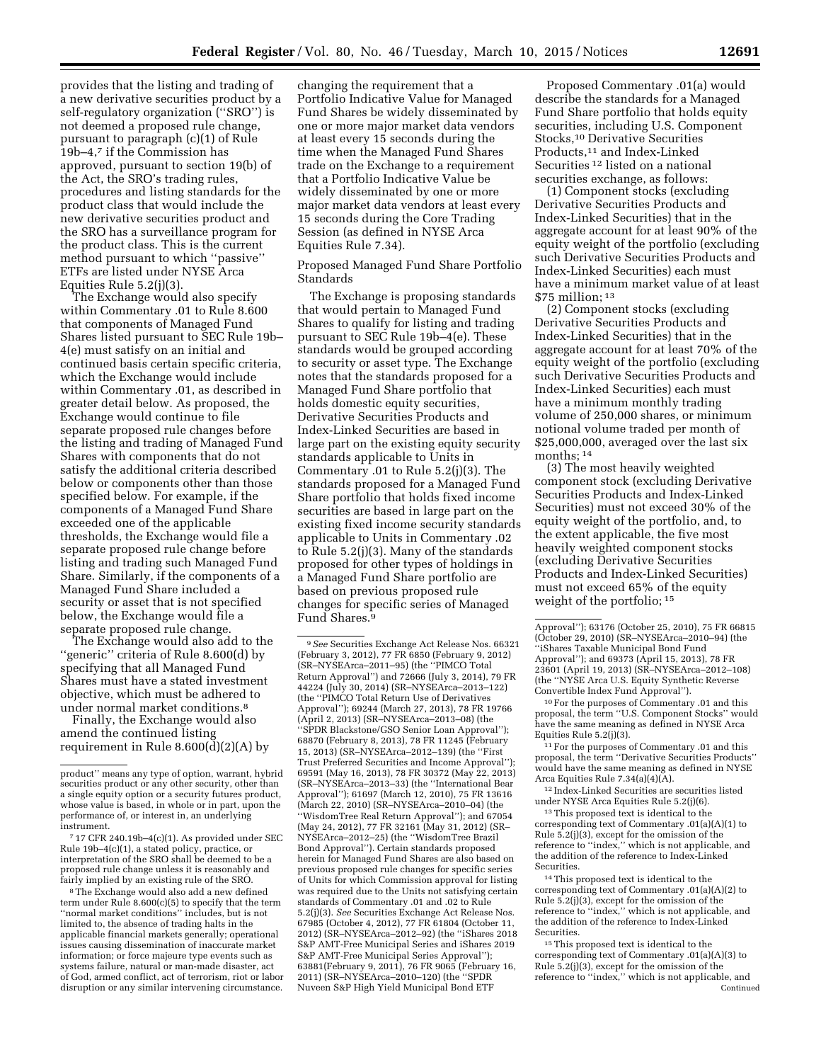provides that the listing and trading of a new derivative securities product by a self-regulatory organization (''SRO'') is not deemed a proposed rule change, pursuant to paragraph (c)(1) of Rule 19b–4,[7] if the Commission has approved, pursuant to section 19(b) of the Act, the SRO's trading rules, procedures and listing standards for the product class that would include the new derivative securities product and the SRO has a surveillance program for the product class. This is the current method pursuant to which ''passive'' ETFs are listed under NYSE Arca Equities Rule 5.2(j)(3).

The Exchange would also specify within Commentary .01 to Rule 8.600 that components of Managed Fund Shares listed pursuant to SEC Rule 19b–4(e) must satisfy on an initial and continued basis certain specific criteria, which the Exchange would include within Commentary .01, as described in greater detail below. As proposed, the Exchange would continue to file separate proposed rule changes before the listing and trading of Managed Fund Shares with components that do not satisfy the additional criteria described below or components other than those specified below. For example, if the components of a Managed Fund Share exceeded one of the applicable thresholds, the Exchange would file a separate proposed rule change before listing and trading such Managed Fund Share. Similarly, if the components of a Managed Fund Share included a security or asset that is not specified below, the Exchange would file a separate proposed rule change.

The Exchange would also add to the ''generic'' criteria of Rule 8.600(d) by specifying that all Managed Fund Shares must have a stated investment objective, which must be adhered to under normal market conditions.[8]

Finally, the Exchange would also amend the continued listing requirement in Rule 8.600(d)(2)(A) by changing the requirement that a Portfolio Indicative Value for Managed Fund Shares be widely disseminated by one or more major market data vendors at least every 15 seconds during the time when the Managed Fund Shares trade on the Exchange to a requirement that a Portfolio Indicative Value be widely disseminated by one or more major market data vendors at least every 15 seconds during the Core Trading Session (as defined in NYSE Arca Equities Rule 7.34).

Proposed Managed Fund Share Portfolio Standards

The Exchange is proposing standards that would pertain to Managed Fund Shares to qualify for listing and trading pursuant to SEC Rule 19b–4(e). These standards would be grouped according to security or asset type. The Exchange notes that the standards proposed for a Managed Fund Share portfolio that holds domestic equity securities, Derivative Securities Products and Index-Linked Securities are based in large part on the existing equity security standards applicable to Units in Commentary .01 to Rule 5.2(j)(3). The standards proposed for a Managed Fund Share portfolio that holds fixed income securities are based in large part on the existing fixed income security standards applicable to Units in Commentary .02 to Rule 5.2(j)(3). Many of the standards proposed for other types of holdings in a Managed Fund Share portfolio are based on previous proposed rule changes for specific series of Managed Fund Shares.[9]

Proposed Commentary .01(a) would describe the standards for a Managed Fund Share portfolio that holds equity securities, including U.S. Component Stocks,[10] Derivative Securities Products,[11] and Index-Linked Securities [12] listed on a national securities exchange, as follows:

(1) Component stocks (excluding Derivative Securities Products and Index-Linked Securities) that in the aggregate account for at least 90% of the equity weight of the portfolio (excluding such Derivative Securities Products and Index-Linked Securities) each must have a minimum market value of at least $75 million;[13]

(2) Component stocks (excluding Derivative Securities Products and Index-Linked Securities) that in the aggregate account for at least 70% of the equity weight of the portfolio (excluding such Derivative Securities Products and Index-Linked Securities) each must have a minimum monthly trading volume of 250,000 shares, or minimum notional volume traded per month of $25,000,000, averaged over the last six months;[14]

(3) The most heavily weighted component stock (excluding Derivative Securities Products and Index-Linked Securities) must not exceed 30% of the equity weight of the portfolio, and, to the extent applicable, the five most heavily weighted component stocks (excluding Derivative Securities Products and Index-Linked Securities) must not exceed 65% of the equity weight of the portfolio;[15]

---

product'' means any type of option, warrant, hybrid securities product or any other security, other than a single equity option or a security futures product, whose value is based, in whole or in part, upon the performance of, or interest in, an underlying instrument.

[7] 17 CFR 240.19b–4(c)(1). As provided under SEC Rule 19b–4(c)(1), a stated policy, practice, or interpretation of the SRO shall be deemed to be a proposed rule change unless it is reasonably and fairly implied by an existing rule of the SRO.

[8] The Exchange would also add a new defined term under Rule 8.600(c)(5) to specify that the term ''normal market conditions'' includes, but is not limited to, the absence of trading halts in the applicable financial markets generally; operational issues causing dissemination of inaccurate market information; or force majeure type events such as systems failure, natural or man-made disaster, act of God, armed conflict, act of terrorism, riot or labor disruption or any similar intervening circumstance.

[9] *See* Securities Exchange Act Release Nos. 66321 (February 3, 2012), 77 FR 6850 (February 9, 2012) (SR–NYSEArca–2011–95) (the ''PIMCO Total Return Approval'') and 72666 (July 3, 2014), 79 FR 44224 (July 30, 2014) (SR–NYSEArca–2013–122) (the ''PIMCO Total Return Use of Derivatives Approval''); 69244 (March 27, 2013), 78 FR 19766 (April 2, 2013) (SR–NYSEArca–2013–08) (the ''SPDR Blackstone/GSO Senior Loan Approval''); 68870 (February 8, 2013), 78 FR 11245 (February 15, 2013) (SR–NYSEArca–2012–139) (the ''First Trust Preferred Securities and Income Approval''); 69591 (May 16, 2013), 78 FR 30372 (May 22, 2013) (SR–NYSEArca–2013–33) (the ''International Bear Approval''); 61697 (March 12, 2010), 75 FR 13616 (March 22, 2010) (SR–NYSEArca–2010–04) (the ''WisdomTree Real Return Approval''); and 67054 (May 24, 2012), 77 FR 32161 (May 31, 2012) (SR–NYSEArca–2012–25) (the ''WisdomTree Brazil Bond Approval''). Certain standards proposed herein for Managed Fund Shares are also based on previous proposed rule changes for specific series of Units for which Commission approval for listing was required due to the Units not satisfying certain standards of Commentary .01 and .02 to Rule 5.2(j)(3). *See* Securities Exchange Act Release Nos. 67985 (October 4, 2012), 77 FR 61804 (October 11, 2012) (SR–NYSEArca–2012–92) (the ''iShares 2018 S&P AMT-Free Municipal Series and iShares 2019 S&P AMT-Free Municipal Series Approval''); 63881(February 9, 2011), 76 FR 9065 (February 16, 2011) (SR–NYSEArca–2010–120) (the ''SPDR Nuveen S&P High Yield Municipal Bond ETF Approval''); 63176 (October 25, 2010), 75 FR 66815 (October 29, 2010) (SR–NYSEArca–2010–94) (the ''iShares Taxable Municipal Bond Fund Approval''); and 69373 (April 15, 2013), 78 FR 23601 (April 19, 2013) (SR–NYSEArca–2012–108) (the ''NYSE Arca U.S. Equity Synthetic Reverse Convertible Index Fund Approval'').

[10] For the purposes of Commentary .01 and this proposal, the term ''U.S. Component Stocks'' would have the same meaning as defined in NYSE Arca Equities Rule 5.2(j)(3).

[11] For the purposes of Commentary .01 and this proposal, the term ''Derivative Securities Products'' would have the same meaning as defined in NYSE Arca Equities Rule 7.34(a)(4)(A).

[12] Index-Linked Securities are securities listed under NYSE Arca Equities Rule 5.2(j)(6).

[13] This proposed text is identical to the corresponding text of Commentary .01(a)(A)(1) to Rule 5.2(j)(3), except for the omission of the reference to ''index,'' which is not applicable, and the addition of the reference to Index-Linked Securities.

[14] This proposed text is identical to the corresponding text of Commentary .01(a)(A)(2) to Rule 5.2(j)(3), except for the omission of the reference to ''index,'' which is not applicable, and the addition of the reference to Index-Linked Securities.

[15] This proposed text is identical to the corresponding text of Commentary .01(a)(A)(3) to Rule 5.2(j)(3), except for the omission of the reference to ''index,'' which is not applicable, and

Continued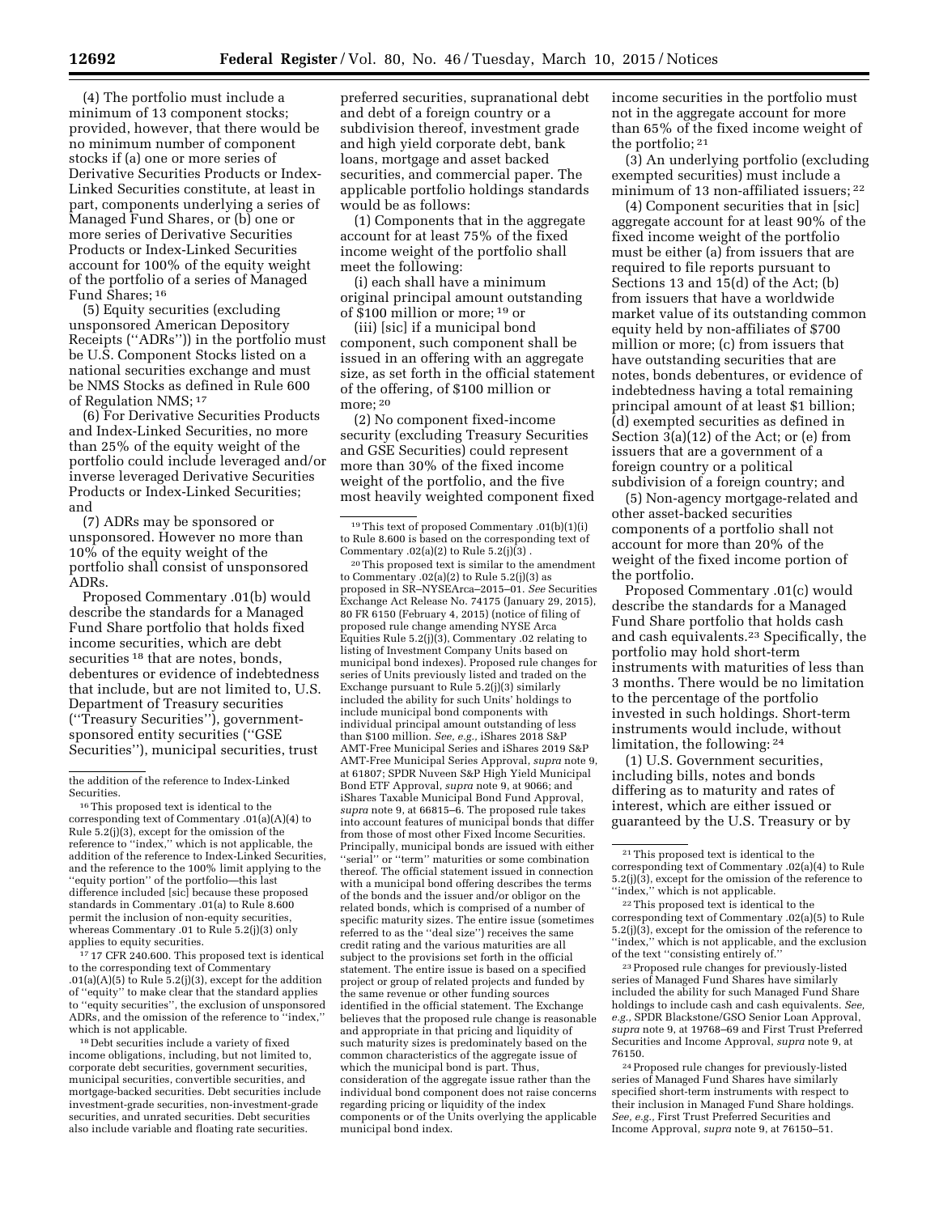(4) The portfolio must include a minimum of 13 component stocks; provided, however, that there would be no minimum number of component stocks if (a) one or more series of Derivative Securities Products or Index-Linked Securities constitute, at least in part, components underlying a series of Managed Fund Shares, or (b) one or more series of Derivative Securities Products or Index-Linked Securities account for 100% of the equity weight of the portfolio of a series of Managed Fund Shares; [16]

(5) Equity securities (excluding unsponsored American Depository Receipts (''ADRs'')) in the portfolio must be U.S. Component Stocks listed on a national securities exchange and must be NMS Stocks as defined in Rule 600 of Regulation NMS; [17]

(6) For Derivative Securities Products and Index-Linked Securities, no more than 25% of the equity weight of the portfolio could include leveraged and/or inverse leveraged Derivative Securities Products or Index-Linked Securities; and

(7) ADRs may be sponsored or unsponsored. However no more than 10% of the equity weight of the portfolio shall consist of unsponsored ADRs.

Proposed Commentary .01(b) would describe the standards for a Managed Fund Share portfolio that holds fixed income securities, which are debt securities [18] that are notes, bonds, debentures or evidence of indebtedness that include, but are not limited to, U.S. Department of Treasury securities (''Treasury Securities''), government-sponsored entity securities (''GSE Securities''), municipal securities, trust preferred securities, supranational debt and debt of a foreign country or a subdivision thereof, investment grade and high yield corporate debt, bank loans, mortgage and asset backed securities, and commercial paper. The applicable portfolio holdings standards would be as follows:

(1) Components that in the aggregate account for at least 75% of the fixed income weight of the portfolio shall meet the following:

(i) each shall have a minimum original principal amount outstanding of $100 million or more; [19] or

(iii) [sic] if a municipal bond component, such component shall be issued in an offering with an aggregate size, as set forth in the official statement of the offering, of $100 million or more; [20]

(2) No component fixed-income security (excluding Treasury Securities and GSE Securities) could represent more than 30% of the fixed income weight of the portfolio, and the five most heavily weighted component fixed income securities in the portfolio must not in the aggregate account for more than 65% of the fixed income weight of the portfolio; [21]

(3) An underlying portfolio (excluding exempted securities) must include a minimum of 13 non-affiliated issuers; [22]

(4) Component securities that in [sic] aggregate account for at least 90% of the fixed income weight of the portfolio must be either (a) from issuers that are required to file reports pursuant to Sections 13 and 15(d) of the Act; (b) from issuers that have a worldwide market value of its outstanding common equity held by non-affiliates of $700 million or more; (c) from issuers that have outstanding securities that are notes, bonds debentures, or evidence of indebtedness having a total remaining principal amount of at least $1 billion; (d) exempted securities as defined in Section 3(a)(12) of the Act; or (e) from issuers that are a government of a foreign country or a political subdivision of a foreign country; and

(5) Non-agency mortgage-related and other asset-backed securities components of a portfolio shall not account for more than 20% of the weight of the fixed income portion of the portfolio.

Proposed Commentary .01(c) would describe the standards for a Managed Fund Share portfolio that holds cash and cash equivalents.[23] Specifically, the portfolio may hold short-term instruments with maturities of less than 3 months. There would be no limitation to the percentage of the portfolio invested in such holdings. Short-term instruments would include, without limitation, the following: [24]

(1) U.S. Government securities, including bills, notes and bonds differing as to maturity and rates of interest, which are either issued or guaranteed by the U.S. Treasury or by

---

the addition of the reference to Index-Linked Securities.

[16] This proposed text is identical to the corresponding text of Commentary .01(a)(A)(4) to Rule 5.2(j)(3), except for the omission of the reference to ''index,'' which is not applicable, the addition of the reference to Index-Linked Securities, and the reference to the 100% limit applying to the ''equity portion'' of the portfolio—this last difference included [sic] because these proposed standards in Commentary .01(a) to Rule 8.600 permit the inclusion of non-equity securities, whereas Commentary .01 to Rule 5.2(j)(3) only applies to equity securities.

[17] 17 CFR 240.600. This proposed text is identical to the corresponding text of Commentary .01(a)(A)(5) to Rule 5.2(j)(3), except for the addition of ''equity'' to make clear that the standard applies to ''equity securities'', the exclusion of unsponsored ADRs, and the omission of the reference to ''index,'' which is not applicable.

[18] Debt securities include a variety of fixed income obligations, including, but not limited to, corporate debt securities, government securities, municipal securities, convertible securities, and mortgage-backed securities. Debt securities include investment-grade securities, non-investment-grade securities, and unrated securities. Debt securities also include variable and floating rate securities.

[19] This text of proposed Commentary .01(b)(1)(i) to Rule 8.600 is based on the corresponding text of Commentary .02(a)(2) to Rule 5.2(j)(3) .

[20] This proposed text is similar to the amendment to Commentary .02(a)(2) to Rule 5.2(j)(3) as proposed in SR–NYSEArca–2015–01. *See* Securities Exchange Act Release No. 74175 (January 29, 2015), 80 FR 6150 (February 4, 2015) (notice of filing of proposed rule change amending NYSE Arca Equities Rule 5.2(j)(3), Commentary .02 relating to listing of Investment Company Units based on municipal bond indexes). Proposed rule changes for series of Units previously listed and traded on the Exchange pursuant to Rule 5.2(j)(3) similarly included the ability for such Units' holdings to include municipal bond components with individual principal amount outstanding of less than $100 million. *See, e.g.,* iShares 2018 S&P AMT-Free Municipal Series and iShares 2019 S&P AMT-Free Municipal Series Approval, *supra* note 9, at 61807; SPDR Nuveen S&P High Yield Municipal Bond ETF Approval, *supra* note 9, at 9066; and iShares Taxable Municipal Bond Fund Approval, *supra* note 9, at 66815–6. The proposed rule takes into account features of municipal bonds that differ from those of most other Fixed Income Securities. Principally, municipal bonds are issued with either ''serial'' or ''term'' maturities or some combination thereof. The official statement issued in connection with a municipal bond offering describes the terms of the bonds and the issuer and/or obligor on the related bonds, which is comprised of a number of specific maturity sizes. The entire issue (sometimes referred to as the ''deal size'') receives the same credit rating and the various maturities are all subject to the provisions set forth in the official statement. The entire issue is based on a specified project or group of related projects and funded by the same revenue or other funding sources identified in the official statement. The Exchange believes that the proposed rule change is reasonable and appropriate in that pricing and liquidity of such maturity sizes is predominately based on the common characteristics of the aggregate issue of which the municipal bond is part. Thus, consideration of the aggregate issue rather than the individual bond component does not raise concerns regarding pricing or liquidity of the index components or of the Units overlying the applicable municipal bond index.

[21] This proposed text is identical to the corresponding text of Commentary .02(a)(4) to Rule 5.2(j)(3), except for the omission of the reference to ''index,'' which is not applicable.

[22] This proposed text is identical to the corresponding text of Commentary .02(a)(5) to Rule 5.2(j)(3), except for the omission of the reference to ''index,'' which is not applicable, and the exclusion of the text ''consisting entirely of.''

[23] Proposed rule changes for previously-listed series of Managed Fund Shares have similarly included the ability for such Managed Fund Share holdings to include cash and cash equivalents. *See, e.g.,* SPDR Blackstone/GSO Senior Loan Approval, *supra* note 9, at 19768–69 and First Trust Preferred Securities and Income Approval, *supra* note 9, at 76150.

[24] Proposed rule changes for previously-listed series of Managed Fund Shares have similarly specified short-term instruments with respect to their inclusion in Managed Fund Share holdings. *See, e.g.,* First Trust Preferred Securities and Income Approval, *supra* note 9, at 76150–51.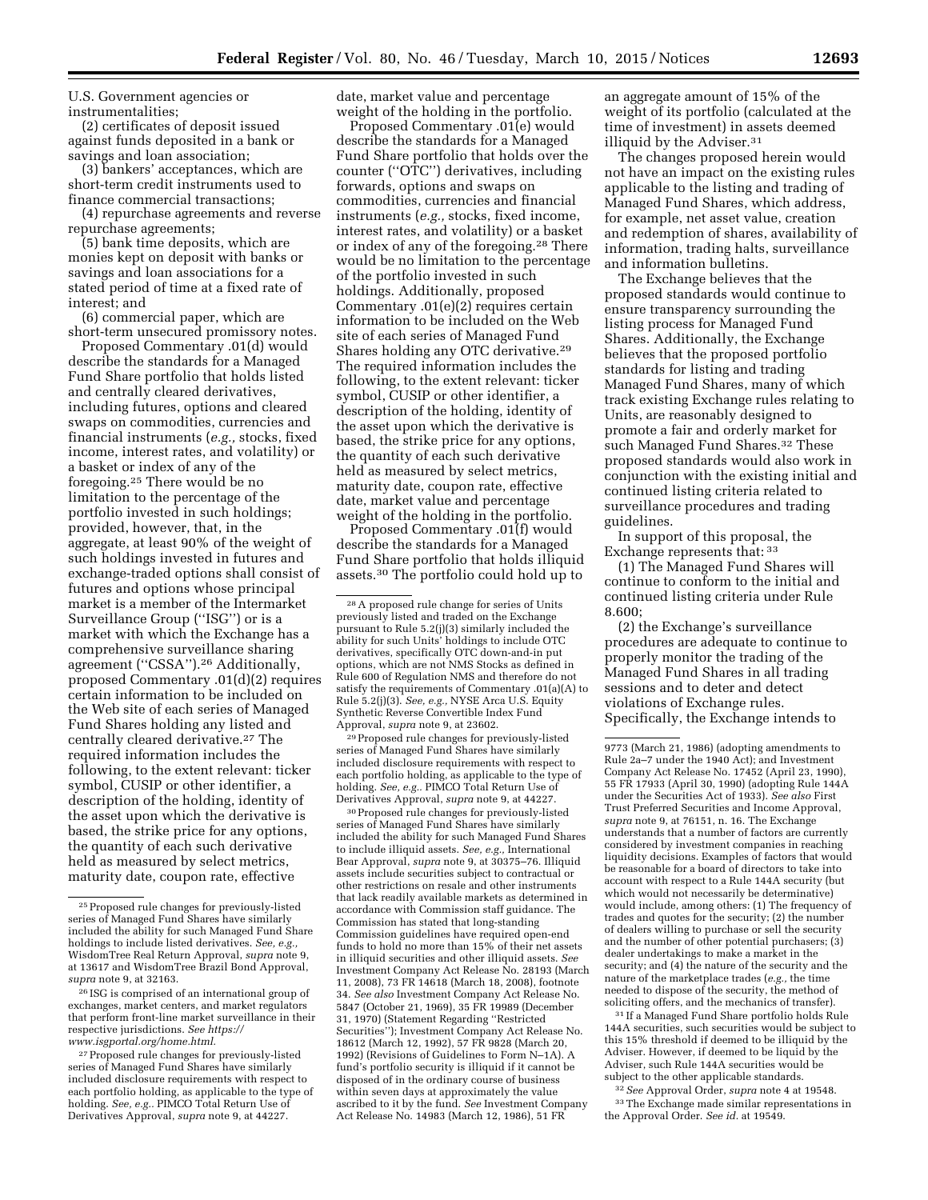U.S. Government agencies or instrumentalities;

(2) certificates of deposit issued against funds deposited in a bank or savings and loan association;

(3) bankers' acceptances, which are short-term credit instruments used to finance commercial transactions;

(4) repurchase agreements and reverse repurchase agreements;

(5) bank time deposits, which are monies kept on deposit with banks or savings and loan associations for a stated period of time at a fixed rate of interest; and

(6) commercial paper, which are short-term unsecured promissory notes.

Proposed Commentary .01(d) would describe the standards for a Managed Fund Share portfolio that holds listed and centrally cleared derivatives, including futures, options and cleared swaps on commodities, currencies and financial instruments (*e.g.,* stocks, fixed income, interest rates, and volatility) or a basket or index of any of the foregoing.[25] There would be no limitation to the percentage of the portfolio invested in such holdings; provided, however, that, in the aggregate, at least 90% of the weight of such holdings invested in futures and exchange-traded options shall consist of futures and options whose principal market is a member of the Intermarket Surveillance Group (''ISG'') or is a market with which the Exchange has a comprehensive surveillance sharing agreement (''CSSA'').[26] Additionally, proposed Commentary .01(d)(2) requires certain information to be included on the Web site of each series of Managed Fund Shares holding any listed and centrally cleared derivative.[27] The required information includes the following, to the extent relevant: ticker symbol, CUSIP or other identifier, a description of the holding, identity of the asset upon which the derivative is based, the strike price for any options, the quantity of each such derivative held as measured by select metrics, maturity date, coupon rate, effective date, market value and percentage weight of the holding in the portfolio.

Proposed Commentary .01(e) would describe the standards for a Managed Fund Share portfolio that holds over the counter (''OTC'') derivatives, including forwards, options and swaps on commodities, currencies and financial instruments (*e.g.,* stocks, fixed income, interest rates, and volatility) or a basket or index of any of the foregoing.[28] There would be no limitation to the percentage of the portfolio invested in such holdings. Additionally, proposed Commentary .01(e)(2) requires certain information to be included on the Web site of each series of Managed Fund Shares holding any OTC derivative.[29] The required information includes the following, to the extent relevant: ticker symbol, CUSIP or other identifier, a description of the holding, identity of the asset upon which the derivative is based, the strike price for any options, the quantity of each such derivative held as measured by select metrics, maturity date, coupon rate, effective date, market value and percentage weight of the holding in the portfolio.

Proposed Commentary .01(f) would describe the standards for a Managed Fund Share portfolio that holds illiquid assets.[30] The portfolio could hold up to an aggregate amount of 15% of the weight of its portfolio (calculated at the time of investment) in assets deemed illiquid by the Adviser.[31]

The changes proposed herein would not have an impact on the existing rules applicable to the listing and trading of Managed Fund Shares, which address, for example, net asset value, creation and redemption of shares, availability of information, trading halts, surveillance and information bulletins.

The Exchange believes that the proposed standards would continue to ensure transparency surrounding the listing process for Managed Fund Shares. Additionally, the Exchange believes that the proposed portfolio standards for listing and trading Managed Fund Shares, many of which track existing Exchange rules relating to Units, are reasonably designed to promote a fair and orderly market for such Managed Fund Shares.[32] These proposed standards would also work in conjunction with the existing initial and continued listing criteria related to surveillance procedures and trading guidelines.

In support of this proposal, the Exchange represents that: [33]

(1) The Managed Fund Shares will continue to conform to the initial and continued listing criteria under Rule 8.600;

(2) the Exchange's surveillance procedures are adequate to continue to properly monitor the trading of the Managed Fund Shares in all trading sessions and to deter and detect violations of Exchange rules. Specifically, the Exchange intends to

---

[25] Proposed rule changes for previously-listed series of Managed Fund Shares have similarly included the ability for such Managed Fund Share holdings to include listed derivatives. *See, e.g.,* WisdomTree Real Return Approval, *supra* note 9, at 13617 and WisdomTree Brazil Bond Approval, *supra* note 9, at 32163.

[26] ISG is comprised of an international group of exchanges, market centers, and market regulators that perform front-line market surveillance in their respective jurisdictions. *See https://www.isgportal.org/home.html.*

[27] Proposed rule changes for previously-listed series of Managed Fund Shares have similarly included disclosure requirements with respect to each portfolio holding, as applicable to the type of holding. *See, e.g.,* PIMCO Total Return Use of Derivatives Approval, *supra* note 9, at 44227.

[28] A proposed rule change for series of Units previously listed and traded on the Exchange pursuant to Rule 5.2(j)(3) similarly included the ability for such Units' holdings to include OTC derivatives, specifically OTC down-and-in put options, which are not NMS Stocks as defined in Rule 600 of Regulation NMS and therefore do not satisfy the requirements of Commentary .01(a)(A) to Rule 5.2(j)(3). *See, e.g.,* NYSE Arca U.S. Equity Synthetic Reverse Convertible Index Fund Approval, *supra* note 9, at 23602.

[29] Proposed rule changes for previously-listed series of Managed Fund Shares have similarly included disclosure requirements with respect to each portfolio holding, as applicable to the type of holding. *See, e.g.,* PIMCO Total Return Use of Derivatives Approval, *supra* note 9, at 44227.

[30] Proposed rule changes for previously-listed series of Managed Fund Shares have similarly included the ability for such Managed Fund Shares to include illiquid assets. *See, e.g.,* International Bear Approval, *supra* note 9, at 30375–76. Illiquid assets include securities subject to contractual or other restrictions on resale and other instruments that lack readily available markets as determined in accordance with Commission staff guidance. The Commission has stated that long-standing Commission guidelines have required open-end funds to hold no more than 15% of their net assets in illiquid securities and other illiquid assets. *See* Investment Company Act Release No. 28193 (March 11, 2008), 73 FR 14618 (March 18, 2008), footnote 34. *See also* Investment Company Act Release No. 5847 (October 21, 1969), 35 FR 19989 (December 31, 1970) (Statement Regarding ''Restricted Securities''); Investment Company Act Release No. 18612 (March 12, 1992), 57 FR 9828 (March 20, 1992) (Revisions of Guidelines to Form N–1A). A fund's portfolio security is illiquid if it cannot be disposed of in the ordinary course of business within seven days at approximately the value ascribed to it by the fund. *See* Investment Company Act Release No. 14983 (March 12, 1986), 51 FR 9773 (March 21, 1986) (adopting amendments to Rule 2a–7 under the 1940 Act); and Investment Company Act Release No. 17452 (April 23, 1990), 55 FR 17933 (April 30, 1990) (adopting Rule 144A under the Securities Act of 1933). *See also* First Trust Preferred Securities and Income Approval, *supra* note 9, at 76151, n. 16. The Exchange understands that a number of factors are currently considered by investment companies in reaching liquidity decisions. Examples of factors that would be reasonable for a board of directors to take into account with respect to a Rule 144A security (but which would not necessarily be determinative) would include, among others: (1) The frequency of trades and quotes for the security; (2) the number of dealers willing to purchase or sell the security and the number of other potential purchasers; (3) dealer undertakings to make a market in the security; and (4) the nature of the security and the nature of the marketplace trades (*e.g.,* the time needed to dispose of the security, the method of soliciting offers, and the mechanics of transfer).

[31] If a Managed Fund Share portfolio holds Rule 144A securities, such securities would be subject to this 15% threshold if deemed to be illiquid by the Adviser. However, if deemed to be liquid by the Adviser, such Rule 144A securities would be subject to the other applicable standards.

[32] *See* Approval Order, *supra* note 4 at 19548.

[33] The Exchange made similar representations in the Approval Order. *See id.* at 19549.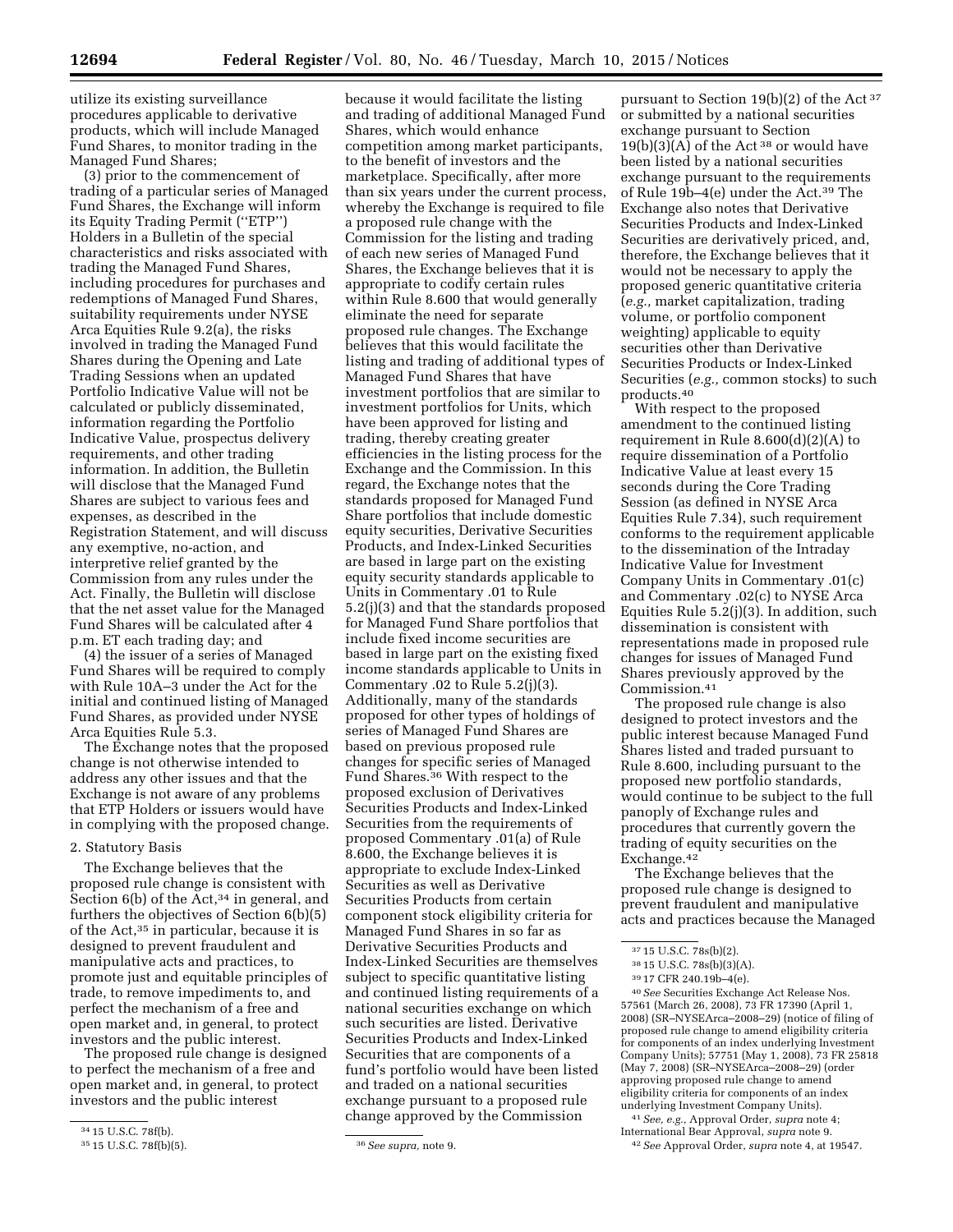utilize its existing surveillance procedures applicable to derivative products, which will include Managed Fund Shares, to monitor trading in the Managed Fund Shares;

(3) prior to the commencement of trading of a particular series of Managed Fund Shares, the Exchange will inform its Equity Trading Permit (''ETP'') Holders in a Bulletin of the special characteristics and risks associated with trading the Managed Fund Shares, including procedures for purchases and redemptions of Managed Fund Shares, suitability requirements under NYSE Arca Equities Rule 9.2(a), the risks involved in trading the Managed Fund Shares during the Opening and Late Trading Sessions when an updated Portfolio Indicative Value will not be calculated or publicly disseminated, information regarding the Portfolio Indicative Value, prospectus delivery requirements, and other trading information. In addition, the Bulletin will disclose that the Managed Fund Shares are subject to various fees and expenses, as described in the Registration Statement, and will discuss any exemptive, no-action, and interpretive relief granted by the Commission from any rules under the Act. Finally, the Bulletin will disclose that the net asset value for the Managed Fund Shares will be calculated after 4 p.m. ET each trading day; and

(4) the issuer of a series of Managed Fund Shares will be required to comply with Rule 10A–3 under the Act for the initial and continued listing of Managed Fund Shares, as provided under NYSE Arca Equities Rule 5.3.

The Exchange notes that the proposed change is not otherwise intended to address any other issues and that the Exchange is not aware of any problems that ETP Holders or issuers would have in complying with the proposed change.

2. Statutory Basis

The Exchange believes that the proposed rule change is consistent with Section 6(b) of the Act,[34] in general, and furthers the objectives of Section 6(b)(5) of the Act,[35] in particular, because it is designed to prevent fraudulent and manipulative acts and practices, to promote just and equitable principles of trade, to remove impediments to, and perfect the mechanism of a free and open market and, in general, to protect investors and the public interest.

The proposed rule change is designed to perfect the mechanism of a free and open market and, in general, to protect investors and the public interest because it would facilitate the listing and trading of additional Managed Fund Shares, which would enhance competition among market participants, to the benefit of investors and the marketplace. Specifically, after more than six years under the current process, whereby the Exchange is required to file a proposed rule change with the Commission for the listing and trading of each new series of Managed Fund Shares, the Exchange believes that it is appropriate to codify certain rules within Rule 8.600 that would generally eliminate the need for separate proposed rule changes. The Exchange believes that this would facilitate the listing and trading of additional types of Managed Fund Shares that have investment portfolios that are similar to investment portfolios for Units, which have been approved for listing and trading, thereby creating greater efficiencies in the listing process for the Exchange and the Commission. In this regard, the Exchange notes that the standards proposed for Managed Fund Share portfolios that include domestic equity securities, Derivative Securities Products, and Index-Linked Securities are based in large part on the existing equity security standards applicable to Units in Commentary .01 to Rule 5.2(j)(3) and that the standards proposed for Managed Fund Share portfolios that include fixed income securities are based in large part on the existing fixed income standards applicable to Units in Commentary .02 to Rule 5.2(j)(3). Additionally, many of the standards proposed for other types of holdings of series of Managed Fund Shares are based on previous proposed rule changes for specific series of Managed Fund Shares.[36] With respect to the proposed exclusion of Derivatives Securities Products and Index-Linked Securities from the requirements of proposed Commentary .01(a) of Rule 8.600, the Exchange believes it is appropriate to exclude Index-Linked Securities as well as Derivative Securities Products from certain component stock eligibility criteria for Managed Fund Shares in so far as Derivative Securities Products and Index-Linked Securities are themselves subject to specific quantitative listing and continued listing requirements of a national securities exchange on which such securities are listed. Derivative Securities Products and Index-Linked Securities that are components of a fund's portfolio would have been listed and traded on a national securities exchange pursuant to a proposed rule change approved by the Commission pursuant to Section 19(b)(2) of the Act[37] or submitted by a national securities exchange pursuant to Section 19(b)(3)(A) of the Act[38] or would have been listed by a national securities exchange pursuant to the requirements of Rule 19b–4(e) under the Act.[39] The Exchange also notes that Derivative Securities Products and Index-Linked Securities are derivatively priced, and, therefore, the Exchange believes that it would not be necessary to apply the proposed generic quantitative criteria (*e.g.,* market capitalization, trading volume, or portfolio component weighting) applicable to equity securities other than Derivative Securities Products or Index-Linked Securities (*e.g.,* common stocks) to such products.[40]

With respect to the proposed amendment to the continued listing requirement in Rule 8.600(d)(2)(A) to require dissemination of a Portfolio Indicative Value at least every 15 seconds during the Core Trading Session (as defined in NYSE Arca Equities Rule 7.34), such requirement conforms to the requirement applicable to the dissemination of the Intraday Indicative Value for Investment Company Units in Commentary .01(c) and Commentary .02(c) to NYSE Arca Equities Rule 5.2(j)(3). In addition, such dissemination is consistent with representations made in proposed rule changes for issues of Managed Fund Shares previously approved by the Commission.[41]

The proposed rule change is also designed to protect investors and the public interest because Managed Fund Shares listed and traded pursuant to Rule 8.600, including pursuant to the proposed new portfolio standards, would continue to be subject to the full panoply of Exchange rules and procedures that currently govern the trading of equity securities on the Exchange.[42]

The Exchange believes that the proposed rule change is designed to prevent fraudulent and manipulative acts and practices because the Managed

---

[34] 15 U.S.C. 78f(b).

[35] 15 U.S.C. 78f(b)(5).

[36] *See supra,* note 9.

[37] 15 U.S.C. 78s(b)(2).

[38] 15 U.S.C. 78s(b)(3)(A).

[39] 17 CFR 240.19b–4(e).

[40] *See* Securities Exchange Act Release Nos. 57561 (March 26, 2008), 73 FR 17390 (April 1, 2008) (SR–NYSEArca–2008–29) (notice of filing of proposed rule change to amend eligibility criteria for components of an index underlying Investment Company Units); 57751 (May 1, 2008), 73 FR 25818 (May 7, 2008) (SR–NYSEArca–2008–29) (order approving proposed rule change to amend eligibility criteria for components of an index underlying Investment Company Units).

[41] *See, e.g.,* Approval Order, *supra* note 4; International Bear Approval, *supra* note 9.

[42] *See* Approval Order, *supra* note 4, at 19547.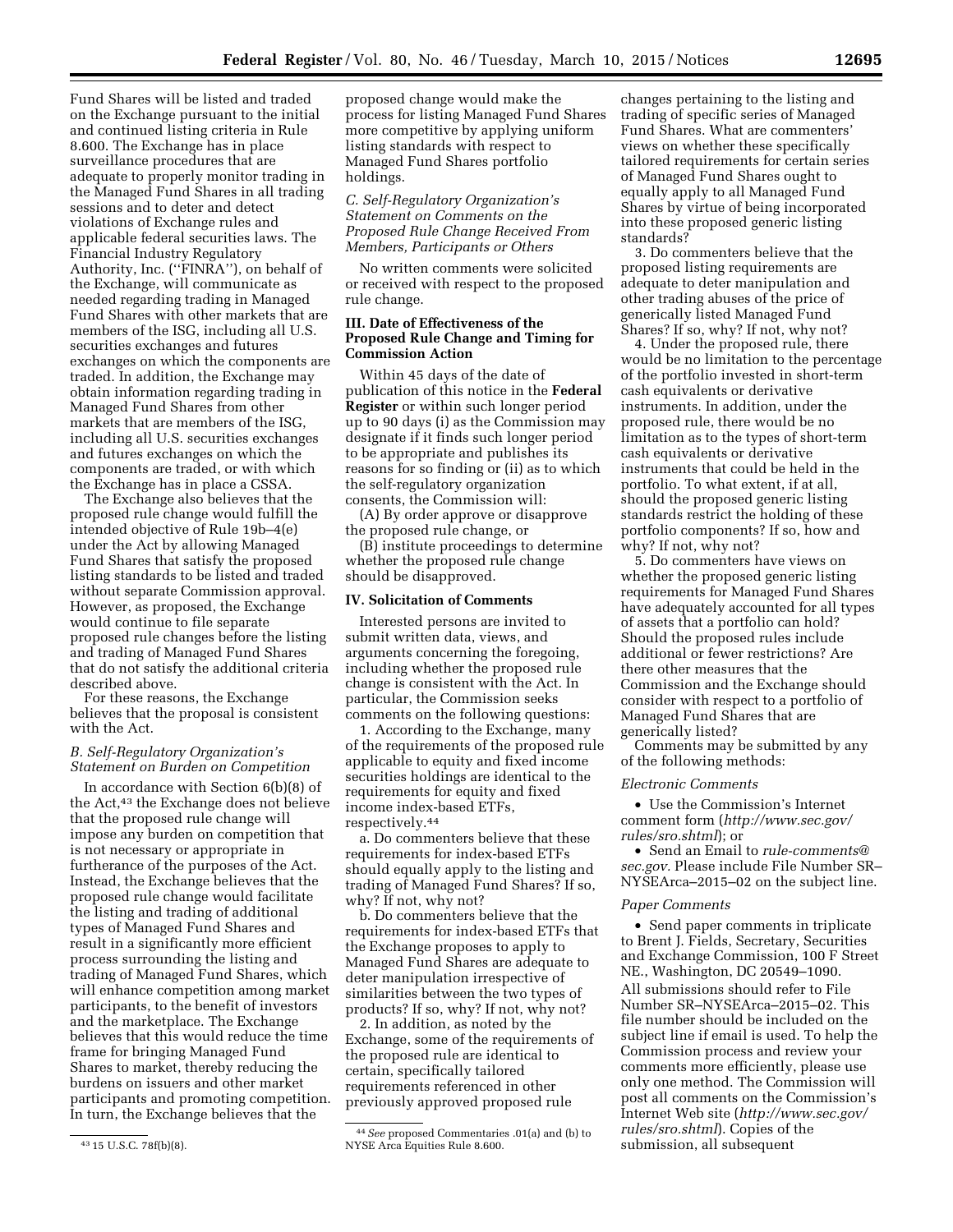Fund Shares will be listed and traded on the Exchange pursuant to the initial and continued listing criteria in Rule 8.600. The Exchange has in place surveillance procedures that are adequate to properly monitor trading in the Managed Fund Shares in all trading sessions and to deter and detect violations of Exchange rules and applicable federal securities laws. The Financial Industry Regulatory Authority, Inc. (''FINRA''), on behalf of the Exchange, will communicate as needed regarding trading in Managed Fund Shares with other markets that are members of the ISG, including all U.S. securities exchanges and futures exchanges on which the components are traded. In addition, the Exchange may obtain information regarding trading in Managed Fund Shares from other markets that are members of the ISG, including all U.S. securities exchanges and futures exchanges on which the components are traded, or with which the Exchange has in place a CSSA.

The Exchange also believes that the proposed rule change would fulfill the intended objective of Rule 19b–4(e) under the Act by allowing Managed Fund Shares that satisfy the proposed listing standards to be listed and traded without separate Commission approval. However, as proposed, the Exchange would continue to file separate proposed rule changes before the listing and trading of Managed Fund Shares that do not satisfy the additional criteria described above.

For these reasons, the Exchange believes that the proposal is consistent with the Act.

### *B. Self-Regulatory Organization's Statement on Burden on Competition*

In accordance with Section 6(b)(8) of the Act,[43] the Exchange does not believe that the proposed rule change will impose any burden on competition that is not necessary or appropriate in furtherance of the purposes of the Act. Instead, the Exchange believes that the proposed rule change would facilitate the listing and trading of additional types of Managed Fund Shares and result in a significantly more efficient process surrounding the listing and trading of Managed Fund Shares, which will enhance competition among market participants, to the benefit of investors and the marketplace. The Exchange believes that this would reduce the time frame for bringing Managed Fund Shares to market, thereby reducing the burdens on issuers and other market participants and promoting competition. In turn, the Exchange believes that the proposed change would make the process for listing Managed Fund Shares more competitive by applying uniform listing standards with respect to Managed Fund Shares portfolio holdings.

### *C. Self-Regulatory Organization's Statement on Comments on the Proposed Rule Change Received From Members, Participants or Others*

No written comments were solicited or received with respect to the proposed rule change.

## III. Date of Effectiveness of the Proposed Rule Change and Timing for Commission Action

Within 45 days of the date of publication of this notice in the **Federal Register** or within such longer period up to 90 days (i) as the Commission may designate if it finds such longer period to be appropriate and publishes its reasons for so finding or (ii) as to which the self-regulatory organization consents, the Commission will:

(A) By order approve or disapprove the proposed rule change, or

(B) institute proceedings to determine whether the proposed rule change should be disapproved.

## IV. Solicitation of Comments

Interested persons are invited to submit written data, views, and arguments concerning the foregoing, including whether the proposed rule change is consistent with the Act. In particular, the Commission seeks comments on the following questions:

1. According to the Exchange, many of the requirements of the proposed rule applicable to equity and fixed income securities holdings are identical to the requirements for equity and fixed income index-based ETFs, respectively.[44]

a. Do commenters believe that these requirements for index-based ETFs should equally apply to the listing and trading of Managed Fund Shares? If so, why? If not, why not?

b. Do commenters believe that the requirements for index-based ETFs that the Exchange proposes to apply to Managed Fund Shares are adequate to deter manipulation irrespective of similarities between the two types of products? If so, why? If not, why not?

2. In addition, as noted by the Exchange, some of the requirements of the proposed rule are identical to certain, specifically tailored requirements referenced in other previously approved proposed rule changes pertaining to the listing and trading of specific series of Managed Fund Shares. What are commenters' views on whether these specifically tailored requirements for certain series of Managed Fund Shares ought to equally apply to all Managed Fund Shares by virtue of being incorporated into these proposed generic listing standards?

3. Do commenters believe that the proposed listing requirements are adequate to deter manipulation and other trading abuses of the price of generically listed Managed Fund Shares? If so, why? If not, why not?

4. Under the proposed rule, there would be no limitation to the percentage of the portfolio invested in short-term cash equivalents or derivative instruments. In addition, under the proposed rule, there would be no limitation as to the types of short-term cash equivalents or derivative instruments that could be held in the portfolio. To what extent, if at all, should the proposed generic listing standards restrict the holding of these portfolio components? If so, how and why? If not, why not?

5. Do commenters have views on whether the proposed generic listing requirements for Managed Fund Shares have adequately accounted for all types of assets that a portfolio can hold? Should the proposed rules include additional or fewer restrictions? Are there other measures that the Commission and the Exchange should consider with respect to a portfolio of Managed Fund Shares that are generically listed?

Comments may be submitted by any of the following methods:

*Electronic Comments*

- Use the Commission's Internet comment form (*http://www.sec.gov/rules/sro.shtml*); or
- Send an Email to *rule-comments@sec.gov.* Please include File Number SR–NYSEArca–2015–02 on the subject line.

*Paper Comments*

- Send paper comments in triplicate to Brent J. Fields, Secretary, Securities and Exchange Commission, 100 F Street NE., Washington, DC 20549–1090.

All submissions should refer to File Number SR–NYSEArca–2015–02. This file number should be included on the subject line if email is used. To help the Commission process and review your comments more efficiently, please use only one method. The Commission will post all comments on the Commission's Internet Web site (*http://www.sec.gov/rules/sro.shtml*). Copies of the submission, all subsequent

---

[43] 15 U.S.C. 78f(b)(8).

[44] *See* proposed Commentaries .01(a) and (b) to NYSE Arca Equities Rule 8.600.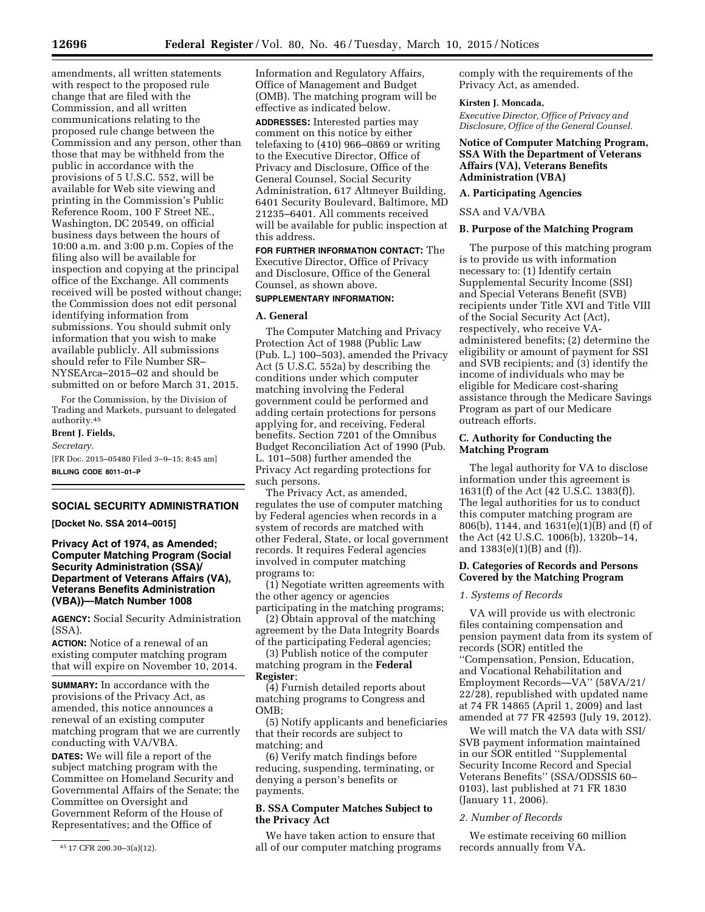amendments, all written statements with respect to the proposed rule change that are filed with the Commission, and all written communications relating to the proposed rule change between the Commission and any person, other than those that may be withheld from the public in accordance with the provisions of 5 U.S.C. 552, will be available for Web site viewing and printing in the Commission's Public Reference Room, 100 F Street NE., Washington, DC 20549, on official business days between the hours of 10:00 a.m. and 3:00 p.m. Copies of the filing also will be available for inspection and copying at the principal office of the Exchange. All comments received will be posted without change; the Commission does not edit personal identifying information from submissions. You should submit only information that you wish to make available publicly. All submissions should refer to File Number SR–NYSEArca–2015–02 and should be submitted on or before March 31, 2015.

For the Commission, by the Division of Trading and Markets, pursuant to delegated authority.[45]

**Brent J. Fields,**

*Secretary.*

[FR Doc. 2015–05480 Filed 3–9–15; 8:45 am]

**BILLING CODE 8011–01–P**

[45] 17 CFR 200.30–3(a)(12).

## SOCIAL SECURITY ADMINISTRATION

**[Docket No. SSA 2014–0015]**

### Privacy Act of 1974, as Amended; Computer Matching Program (Social Security Administration (SSA)/Department of Veterans Affairs (VA), Veterans Benefits Administration (VBA))—Match Number 1008

**AGENCY:** Social Security Administration (SSA).

**ACTION:** Notice of a renewal of an existing computer matching program that will expire on November 10, 2014.

**SUMMARY:** In accordance with the provisions of the Privacy Act, as amended, this notice announces a renewal of an existing computer matching program that we are currently conducting with VA/VBA.

**DATES:** We will file a report of the subject matching program with the Committee on Homeland Security and Governmental Affairs of the Senate; the Committee on Oversight and Government Reform of the House of Representatives; and the Office of Information and Regulatory Affairs, Office of Management and Budget (OMB). The matching program will be effective as indicated below.

**ADDRESSES:** Interested parties may comment on this notice by either telefaxing to (410) 966–0869 or writing to the Executive Director, Office of Privacy and Disclosure, Office of the General Counsel, Social Security Administration, 617 Altmeyer Building, 6401 Security Boulevard, Baltimore, MD 21235–6401. All comments received will be available for public inspection at this address.

**FOR FURTHER INFORMATION CONTACT:** The Executive Director, Office of Privacy and Disclosure, Office of the General Counsel, as shown above.

**SUPPLEMENTARY INFORMATION:**

**A. General**

The Computer Matching and Privacy Protection Act of 1988 (Public Law (Pub. L.) 100–503), amended the Privacy Act (5 U.S.C. 552a) by describing the conditions under which computer matching involving the Federal government could be performed and adding certain protections for persons applying for, and receiving, Federal benefits. Section 7201 of the Omnibus Budget Reconciliation Act of 1990 (Pub. L. 101–508) further amended the Privacy Act regarding protections for such persons.

The Privacy Act, as amended, regulates the use of computer matching by Federal agencies when records in a system of records are matched with other Federal, State, or local government records. It requires Federal agencies involved in computer matching programs to:

(1) Negotiate written agreements with the other agency or agencies participating in the matching programs;

(2) Obtain approval of the matching agreement by the Data Integrity Boards of the participating Federal agencies;

(3) Publish notice of the computer matching program in the **Federal Register**;

(4) Furnish detailed reports about matching programs to Congress and OMB;

(5) Notify applicants and beneficiaries that their records are subject to matching; and

(6) Verify match findings before reducing, suspending, terminating, or denying a person's benefits or payments.

**B. SSA Computer Matches Subject to the Privacy Act**

We have taken action to ensure that all of our computer matching programs comply with the requirements of the Privacy Act, as amended.

**Kirsten J. Moncada,**

*Executive Director, Office of Privacy and Disclosure, Office of the General Counsel.*

**Notice of Computer Matching Program, SSA With the Department of Veterans Affairs (VA), Veterans Benefits Administration (VBA)**

**A. Participating Agencies**

SSA and VA/VBA

**B. Purpose of the Matching Program**

The purpose of this matching program is to provide us with information necessary to: (1) Identify certain Supplemental Security Income (SSI) and Special Veterans Benefit (SVB) recipients under Title XVI and Title VIII of the Social Security Act (Act), respectively, who receive VA-administered benefits; (2) determine the eligibility or amount of payment for SSI and SVB recipients; and (3) identify the income of individuals who may be eligible for Medicare cost-sharing assistance through the Medicare Savings Program as part of our Medicare outreach efforts.

**C. Authority for Conducting the Matching Program**

The legal authority for VA to disclose information under this agreement is 1631(f) of the Act (42 U.S.C. 1383(f)). The legal authorities for us to conduct this computer matching program are 806(b), 1144, and 1631(e)(1)(B) and (f) of the Act (42 U.S.C. 1006(b), 1320b–14, and 1383(e)(1)(B) and (f)).

**D. Categories of Records and Persons Covered by the Matching Program**

*1. Systems of Records*

VA will provide us with electronic files containing compensation and pension payment data from its system of records (SOR) entitled the ''Compensation, Pension, Education, and Vocational Rehabilitation and Employment Records—VA'' (58VA/21/22/28), republished with updated name at 74 FR 14865 (April 1, 2009) and last amended at 77 FR 42593 (July 19, 2012).

We will match the VA data with SSI/SVB payment information maintained in our SOR entitled ''Supplemental Security Income Record and Special Veterans Benefits'' (SSA/ODSSIS 60–0103), last published at 71 FR 1830 (January 11, 2006).

*2. Number of Records*

We estimate receiving 60 million records annually from VA.